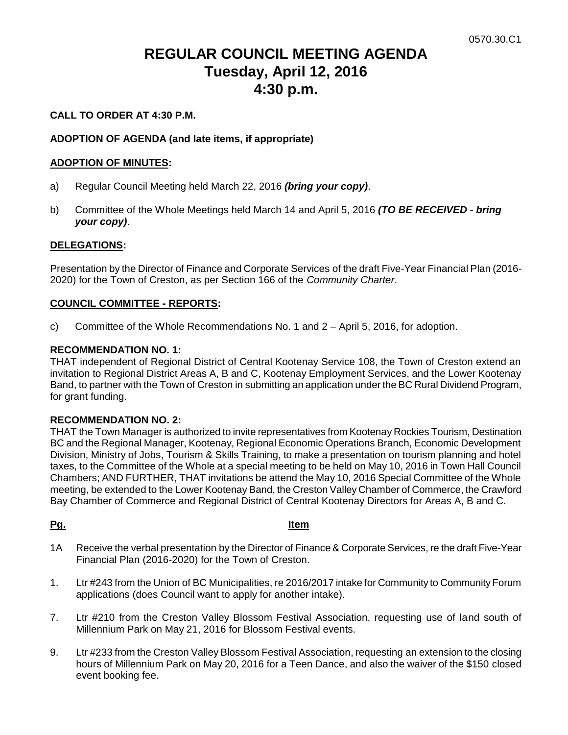0570.30.C1

# REGULAR COUNCIL MEETING AGENDA
# Tuesday, April 12, 2016
# 4:30 p.m.

**CALL TO ORDER AT 4:30 P.M.**

**ADOPTION OF AGENDA (and late items, if appropriate)**

**ADOPTION OF MINUTES:**

a) Regular Council Meeting held March 22, 2016 ***(bring your copy)***.

b) Committee of the Whole Meetings held March 14 and April 5, 2016 ***(TO BE RECEIVED - bring your copy)***.

**DELEGATIONS:**

Presentation by the Director of Finance and Corporate Services of the draft Five-Year Financial Plan (2016-2020) for the Town of Creston, as per Section 166 of the *Community Charter*.

**COUNCIL COMMITTEE - REPORTS:**

c) Committee of the Whole Recommendations No. 1 and 2 – April 5, 2016, for adoption.

**RECOMMENDATION NO. 1:**
THAT independent of Regional District of Central Kootenay Service 108, the Town of Creston extend an invitation to Regional District Areas A, B and C, Kootenay Employment Services, and the Lower Kootenay Band, to partner with the Town of Creston in submitting an application under the BC Rural Dividend Program, for grant funding.

**RECOMMENDATION NO. 2:**
THAT the Town Manager is authorized to invite representatives from Kootenay Rockies Tourism, Destination BC and the Regional Manager, Kootenay, Regional Economic Operations Branch, Economic Development Division, Ministry of Jobs, Tourism & Skills Training, to make a presentation on tourism planning and hotel taxes, to the Committee of the Whole at a special meeting to be held on May 10, 2016 in Town Hall Council Chambers; AND FURTHER, THAT invitations be attend the May 10, 2016 Special Committee of the Whole meeting, be extended to the Lower Kootenay Band, the Creston Valley Chamber of Commerce, the Crawford Bay Chamber of Commerce and Regional District of Central Kootenay Directors for Areas A, B and C.

| Pg. | Item |
|---|---|
| 1A | Receive the verbal presentation by the Director of Finance & Corporate Services, re the draft Five-Year Financial Plan (2016-2020) for the Town of Creston. |
| 1. | Ltr #243 from the Union of BC Municipalities, re 2016/2017 intake for Community to Community Forum applications (does Council want to apply for another intake). |
| 7. | Ltr #210 from the Creston Valley Blossom Festival Association, requesting use of land south of Millennium Park on May 21, 2016 for Blossom Festival events. |
| 9. | Ltr #233 from the Creston Valley Blossom Festival Association, requesting an extension to the closing hours of Millennium Park on May 20, 2016 for a Teen Dance, and also the waiver of the $150 closed event booking fee. |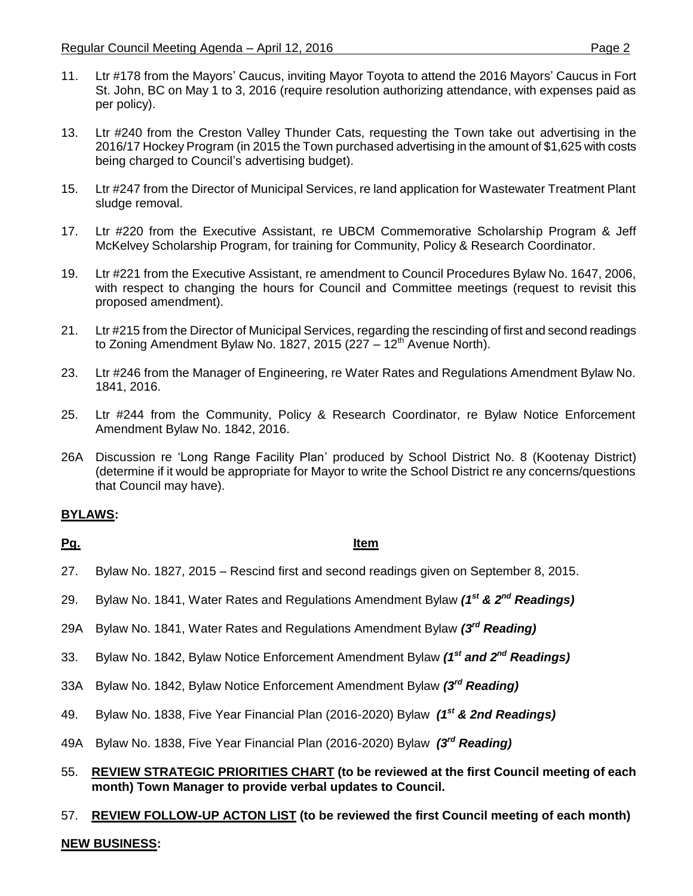11. Ltr #178 from the Mayors' Caucus, inviting Mayor Toyota to attend the 2016 Mayors' Caucus in Fort St. John, BC on May 1 to 3, 2016 (require resolution authorizing attendance, with expenses paid as per policy).

13. Ltr #240 from the Creston Valley Thunder Cats, requesting the Town take out advertising in the 2016/17 Hockey Program (in 2015 the Town purchased advertising in the amount of $1,625 with costs being charged to Council's advertising budget).

15. Ltr #247 from the Director of Municipal Services, re land application for Wastewater Treatment Plant sludge removal.

17. Ltr #220 from the Executive Assistant, re UBCM Commemorative Scholarship Program & Jeff McKelvey Scholarship Program, for training for Community, Policy & Research Coordinator.

19. Ltr #221 from the Executive Assistant, re amendment to Council Procedures Bylaw No. 1647, 2006, with respect to changing the hours for Council and Committee meetings (request to revisit this proposed amendment).

21. Ltr #215 from the Director of Municipal Services, regarding the rescinding of first and second readings to Zoning Amendment Bylaw No. 1827, 2015 (227 – 12th Avenue North).

23. Ltr #246 from the Manager of Engineering, re Water Rates and Regulations Amendment Bylaw No. 1841, 2016.

25. Ltr #244 from the Community, Policy & Research Coordinator, re Bylaw Notice Enforcement Amendment Bylaw No. 1842, 2016.

26A Discussion re 'Long Range Facility Plan' produced by School District No. 8 (Kootenay District) (determine if it would be appropriate for Mayor to write the School District re any concerns/questions that Council may have).

**BYLAWS:**

**Pg.** **Item**

27. Bylaw No. 1827, 2015 – Rescind first and second readings given on September 8, 2015.

29. Bylaw No. 1841, Water Rates and Regulations Amendment Bylaw ***(1st & 2nd Readings)***

29A Bylaw No. 1841, Water Rates and Regulations Amendment Bylaw ***(3rd Reading)***

33. Bylaw No. 1842, Bylaw Notice Enforcement Amendment Bylaw ***(1st and 2nd Readings)***

33A Bylaw No. 1842, Bylaw Notice Enforcement Amendment Bylaw ***(3rd Reading)***

49. Bylaw No. 1838, Five Year Financial Plan (2016-2020) Bylaw ***(1st & 2nd Readings)***

49A Bylaw No. 1838, Five Year Financial Plan (2016-2020) Bylaw ***(3rd Reading)***

55. **REVIEW STRATEGIC PRIORITIES CHART (to be reviewed at the first Council meeting of each month) Town Manager to provide verbal updates to Council.**

57. **REVIEW FOLLOW-UP ACTON LIST (to be reviewed the first Council meeting of each month)**

**NEW BUSINESS:**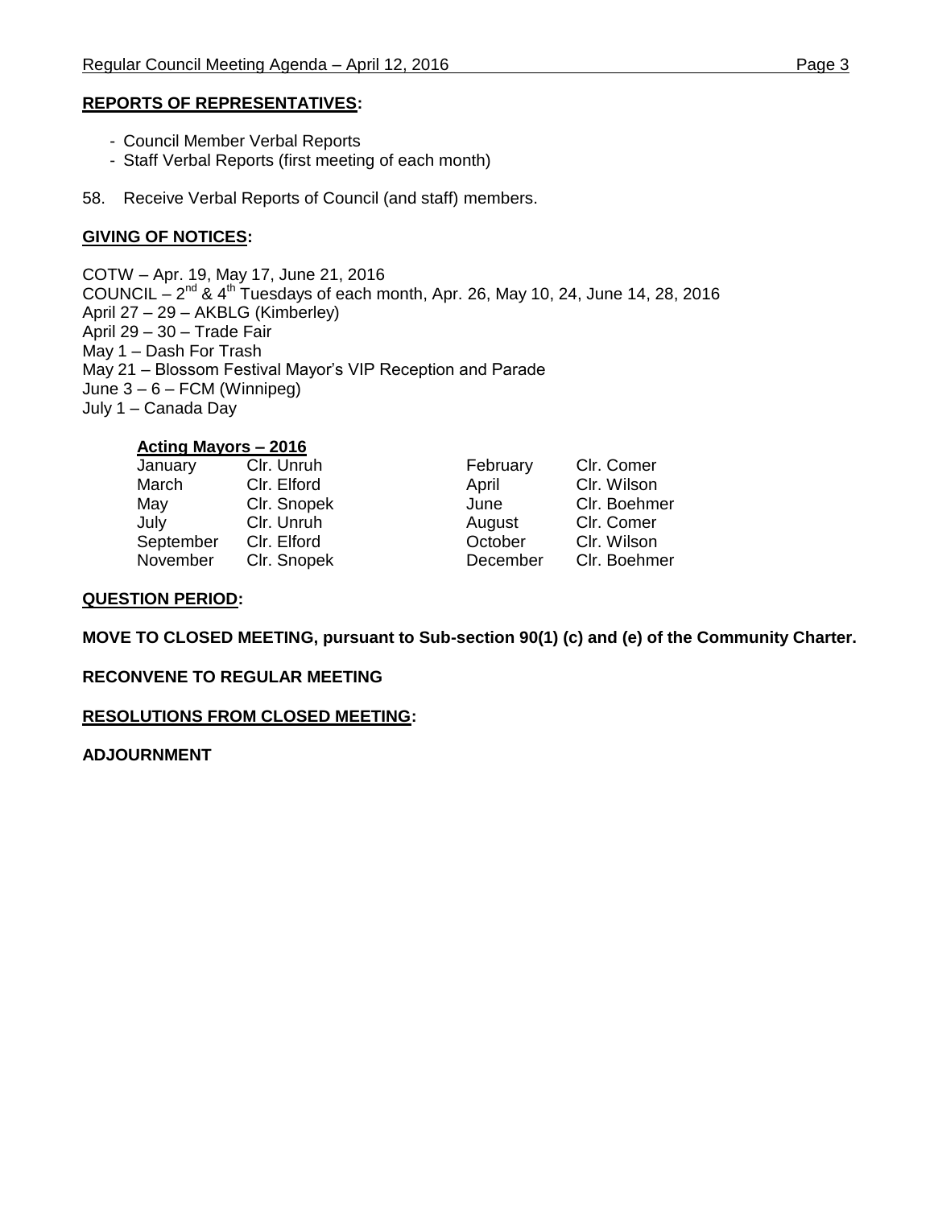**REPORTS OF REPRESENTATIVES:**

- Council Member Verbal Reports
- Staff Verbal Reports (first meeting of each month)

58. Receive Verbal Reports of Council (and staff) members.

**GIVING OF NOTICES:**

COTW – Apr. 19, May 17, June 21, 2016
COUNCIL – 2nd & 4th Tuesdays of each month, Apr. 26, May 10, 24, June 14, 28, 2016
April 27 – 29 – AKBLG (Kimberley)
April 29 – 30 – Trade Fair
May 1 – Dash For Trash
May 21 – Blossom Festival Mayor's VIP Reception and Parade
June 3 – 6 – FCM (Winnipeg)
July 1 – Canada Day

**Acting Mayors – 2016**

| | | | |
|---|---|---|---|
| January | Clr. Unruh | February | Clr. Comer |
| March | Clr. Elford | April | Clr. Wilson |
| May | Clr. Snopek | June | Clr. Boehmer |
| July | Clr. Unruh | August | Clr. Comer |
| September | Clr. Elford | October | Clr. Wilson |
| November | Clr. Snopek | December | Clr. Boehmer |

**QUESTION PERIOD:**

**MOVE TO CLOSED MEETING, pursuant to Sub-section 90(1) (c) and (e) of the Community Charter.**

**RECONVENE TO REGULAR MEETING**

**RESOLUTIONS FROM CLOSED MEETING:**

**ADJOURNMENT**